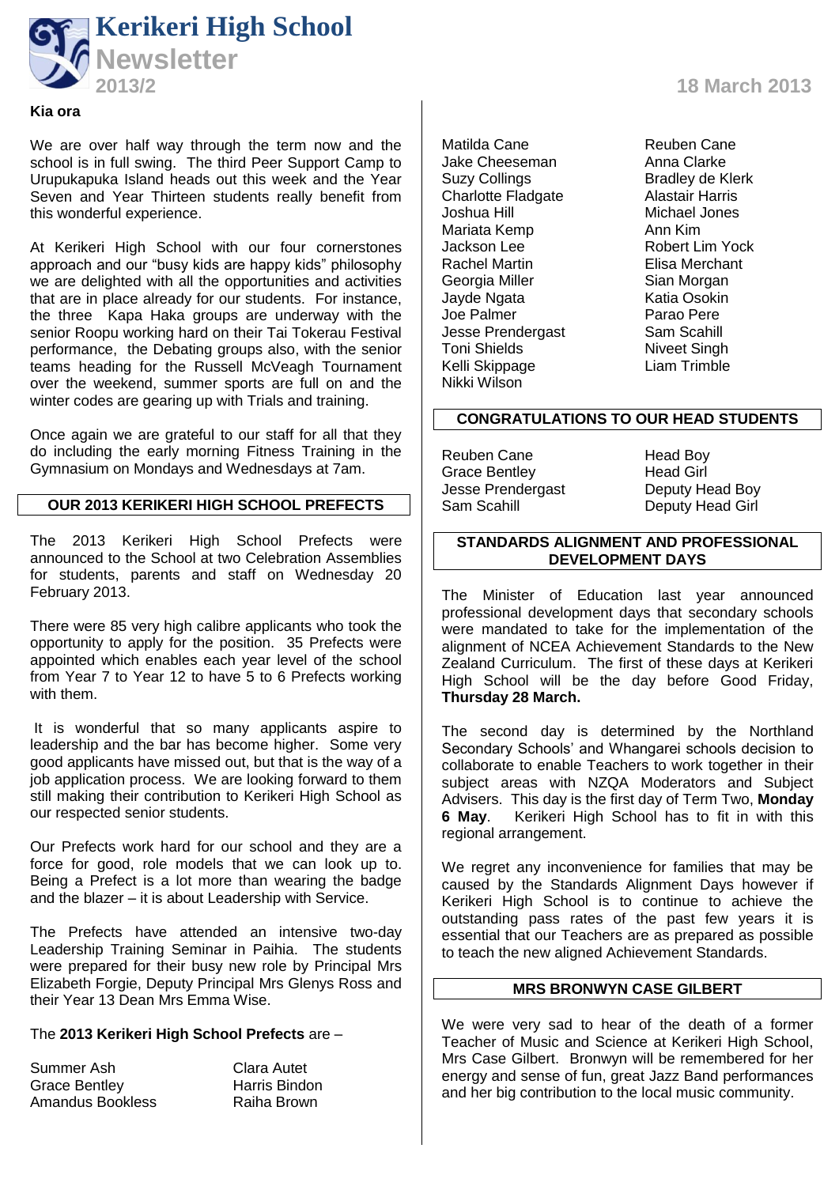# Kerikeri High School Newsletter

**2013/2** — **18 March 2013**

**Kia ora**

We are over half way through the term now and the school is in full swing. The third Peer Support Camp to Urupukapuka Island heads out this week and the Year Seven and Year Thirteen students really benefit from this wonderful experience.

At Kerikeri High School with our four cornerstones approach and our "busy kids are happy kids" philosophy we are delighted with all the opportunities and activities that are in place already for our students. For instance, the three Kapa Haka groups are underway with the senior Roopu working hard on their Tai Tokerau Festival performance, the Debating groups also, with the senior teams heading for the Russell McVeagh Tournament over the weekend, summer sports are full on and the winter codes are gearing up with Trials and training.

Once again we are grateful to our staff for all that they do including the early morning Fitness Training in the Gymnasium on Mondays and Wednesdays at 7am.

## OUR 2013 KERIKERI HIGH SCHOOL PREFECTS

The 2013 Kerikeri High School Prefects were announced to the School at two Celebration Assemblies for students, parents and staff on Wednesday 20 February 2013.

There were 85 very high calibre applicants who took the opportunity to apply for the position. 35 Prefects were appointed which enables each year level of the school from Year 7 to Year 12 to have 5 to 6 Prefects working with them.

It is wonderful that so many applicants aspire to leadership and the bar has become higher. Some very good applicants have missed out, but that is the way of a job application process. We are looking forward to them still making their contribution to Kerikeri High School as our respected senior students.

Our Prefects work hard for our school and they are a force for good, role models that we can look up to. Being a Prefect is a lot more than wearing the badge and the blazer – it is about Leadership with Service.

The Prefects have attended an intensive two-day Leadership Training Seminar in Paihia. The students were prepared for their busy new role by Principal Mrs Elizabeth Forgie, Deputy Principal Mrs Glenys Ross and their Year 13 Dean Mrs Emma Wise.

The **2013 Kerikeri High School Prefects** are –

| | |
|---|---|
| Summer Ash | Clara Autet |
| Grace Bentley | Harris Bindon |
| Amandus Bookless | Raiha Brown |
| Matilda Cane | Reuben Cane |
| Jake Cheeseman | Anna Clarke |
| Suzy Collings | Bradley de Klerk |
| Charlotte Fladgate | Alastair Harris |
| Joshua Hill | Michael Jones |
| Mariata Kemp | Ann Kim |
| Jackson Lee | Robert Lim Yock |
| Rachel Martin | Elisa Merchant |
| Georgia Miller | Sian Morgan |
| Jayde Ngata | Katia Osokin |
| Joe Palmer | Parao Pere |
| Jesse Prendergast | Sam Scahill |
| Toni Shields | Niveet Singh |
| Kelli Skippage | Liam Trimble |
| Nikki Wilson | |

## CONGRATULATIONS TO OUR HEAD STUDENTS

| | |
|---|---|
| Reuben Cane | Head Boy |
| Grace Bentley | Head Girl |
| Jesse Prendergast | Deputy Head Boy |
| Sam Scahill | Deputy Head Girl |

## STANDARDS ALIGNMENT AND PROFESSIONAL DEVELOPMENT DAYS

The Minister of Education last year announced professional development days that secondary schools were mandated to take for the implementation of the alignment of NCEA Achievement Standards to the New Zealand Curriculum. The first of these days at Kerikeri High School will be the day before Good Friday, **Thursday 28 March.**

The second day is determined by the Northland Secondary Schools' and Whangarei schools decision to collaborate to enable Teachers to work together in their subject areas with NZQA Moderators and Subject Advisers. This day is the first day of Term Two, **Monday 6 May**. Kerikeri High School has to fit in with this regional arrangement.

We regret any inconvenience for families that may be caused by the Standards Alignment Days however if Kerikeri High School is to continue to achieve the outstanding pass rates of the past few years it is essential that our Teachers are as prepared as possible to teach the new aligned Achievement Standards.

## MRS BRONWYN CASE GILBERT

We were very sad to hear of the death of a former Teacher of Music and Science at Kerikeri High School, Mrs Case Gilbert. Bronwyn will be remembered for her energy and sense of fun, great Jazz Band performances and her big contribution to the local music community.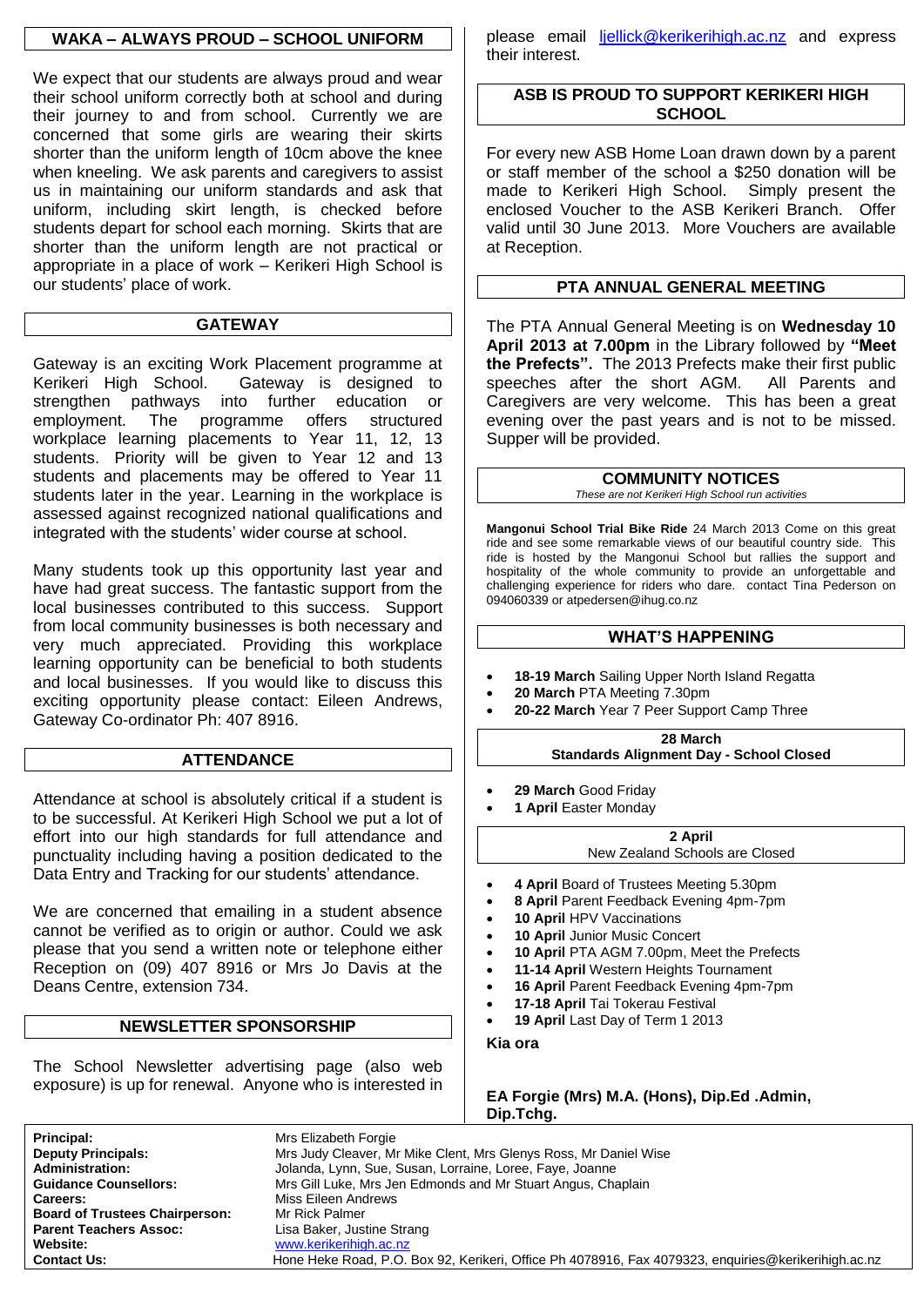## WAKA – ALWAYS PROUD – SCHOOL UNIFORM

We expect that our students are always proud and wear their school uniform correctly both at school and during their journey to and from school. Currently we are concerned that some girls are wearing their skirts shorter than the uniform length of 10cm above the knee when kneeling. We ask parents and caregivers to assist us in maintaining our uniform standards and ask that uniform, including skirt length, is checked before students depart for school each morning. Skirts that are shorter than the uniform length are not practical or appropriate in a place of work – Kerikeri High School is our students' place of work.

## GATEWAY

Gateway is an exciting Work Placement programme at Kerikeri High School. Gateway is designed to strengthen pathways into further education or employment. The programme offers structured workplace learning placements to Year 11, 12, 13 students. Priority will be given to Year 12 and 13 students and placements may be offered to Year 11 students later in the year. Learning in the workplace is assessed against recognized national qualifications and integrated with the students' wider course at school.

Many students took up this opportunity last year and have had great success. The fantastic support from the local businesses contributed to this success. Support from local community businesses is both necessary and very much appreciated. Providing this workplace learning opportunity can be beneficial to both students and local businesses. If you would like to discuss this exciting opportunity please contact: Eileen Andrews, Gateway Co-ordinator Ph: 407 8916.

## ATTENDANCE

Attendance at school is absolutely critical if a student is to be successful. At Kerikeri High School we put a lot of effort into our high standards for full attendance and punctuality including having a position dedicated to the Data Entry and Tracking for our students' attendance.

We are concerned that emailing in a student absence cannot be verified as to origin or author. Could we ask please that you send a written note or telephone either Reception on (09) 407 8916 or Mrs Jo Davis at the Deans Centre, extension 734.

## NEWSLETTER SPONSORSHIP

The School Newsletter advertising page (also web exposure) is up for renewal. Anyone who is interested in please email ljellick@kerikerihigh.ac.nz and express their interest.

## ASB IS PROUD TO SUPPORT KERIKERI HIGH SCHOOL

For every new ASB Home Loan drawn down by a parent or staff member of the school a $250 donation will be made to Kerikeri High School. Simply present the enclosed Voucher to the ASB Kerikeri Branch. Offer valid until 30 June 2013. More Vouchers are available at Reception.

## PTA ANNUAL GENERAL MEETING

The PTA Annual General Meeting is on **Wednesday 10 April 2013 at 7.00pm** in the Library followed by **"Meet the Prefects".** The 2013 Prefects make their first public speeches after the short AGM. All Parents and Caregivers are very welcome. This has been a great evening over the past years and is not to be missed. Supper will be provided.

## COMMUNITY NOTICES

*These are not Kerikeri High School run activities*

**Mangonui School Trial Bike Ride** 24 March 2013 Come on this great ride and see some remarkable views of our beautiful country side. This ride is hosted by the Mangonui School but rallies the support and hospitality of the whole community to provide an unforgettable and challenging experience for riders who dare. contact Tina Pederson on 094060339 or atpedersen@ihug.co.nz

## WHAT'S HAPPENING

- **18-19 March** Sailing Upper North Island Regatta
- **20 March** PTA Meeting 7.30pm
- **20-22 March** Year 7 Peer Support Camp Three

**28 March**
**Standards Alignment Day - School Closed**

- **29 March** Good Friday
- **1 April** Easter Monday

**2 April**
New Zealand Schools are Closed

- **4 April** Board of Trustees Meeting 5.30pm
- **8 April** Parent Feedback Evening 4pm-7pm
- **10 April** HPV Vaccinations
- **10 April** Junior Music Concert
- **10 April** PTA AGM 7.00pm, Meet the Prefects
- **11-14 April** Western Heights Tournament
- **16 April** Parent Feedback Evening 4pm-7pm
- **17-18 April** Tai Tokerau Festival
- **19 April** Last Day of Term 1 2013

**Kia ora**

**EA Forgie (Mrs) M.A. (Hons), Dip.Ed .Admin, Dip.Tchg.**

| | |
|---|---|
| **Principal:** | Mrs Elizabeth Forgie |
| **Deputy Principals:** | Mrs Judy Cleaver, Mr Mike Clent, Mrs Glenys Ross, Mr Daniel Wise |
| **Administration:** | Jolanda, Lynn, Sue, Susan, Lorraine, Loree, Faye, Joanne |
| **Guidance Counsellors:** | Mrs Gill Luke, Mrs Jen Edmonds and Mr Stuart Angus, Chaplain |
| **Careers:** | Miss Eileen Andrews |
| **Board of Trustees Chairperson:** | Mr Rick Palmer |
| **Parent Teachers Assoc:** | Lisa Baker, Justine Strang |
| **Website:** | www.kerikerihigh.ac.nz |
| **Contact Us:** | Hone Heke Road, P.O. Box 92, Kerikeri, Office Ph 4078916, Fax 4079323, enquiries@kerikerihigh.ac.nz |